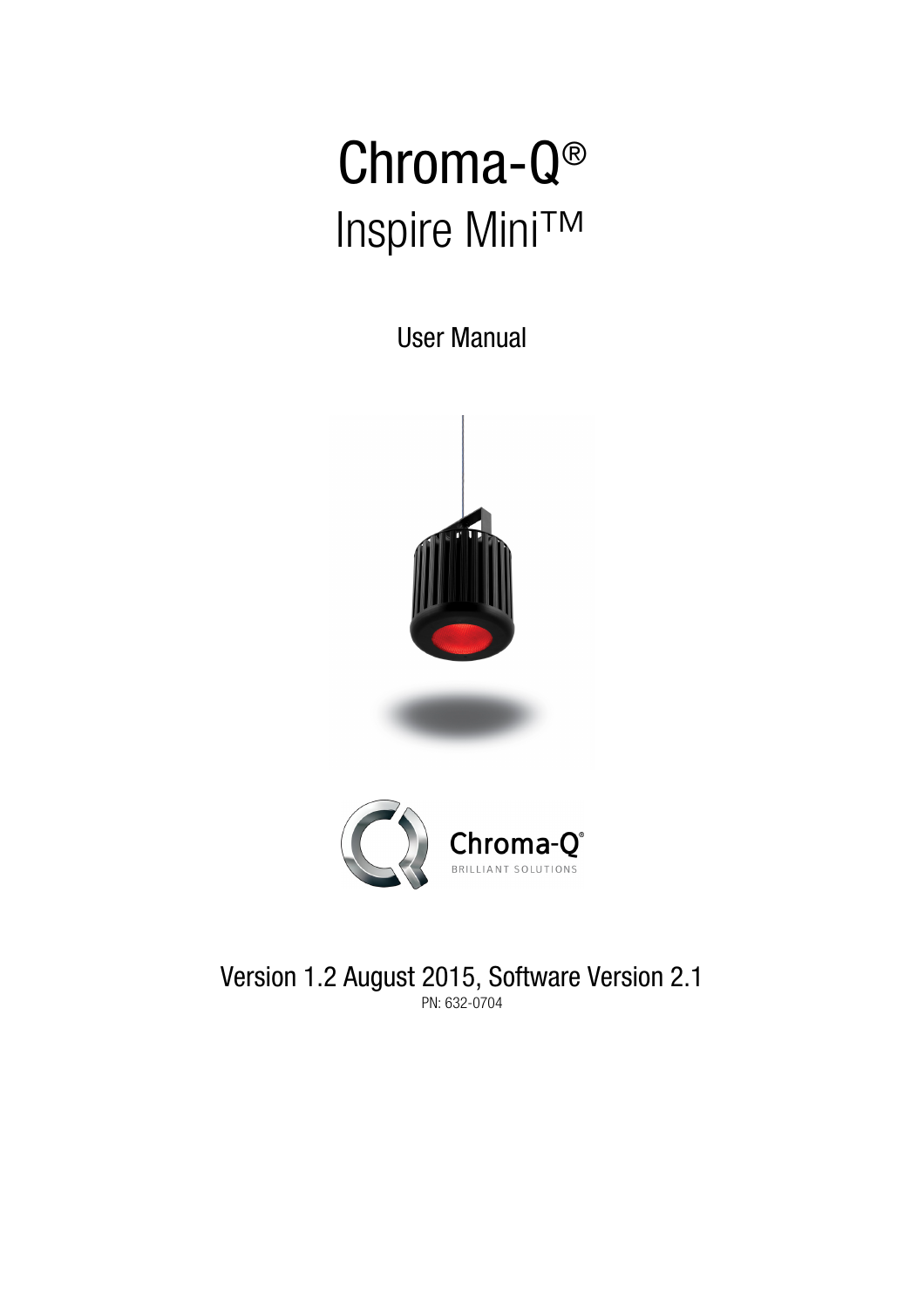# Chroma-Q®

## Inspire Mini™

User Manual

Chroma-Q®

BRILLIANT SOLUTIONS

Version 1.2 August 2015, Software Version 2.1

PN: 632-0704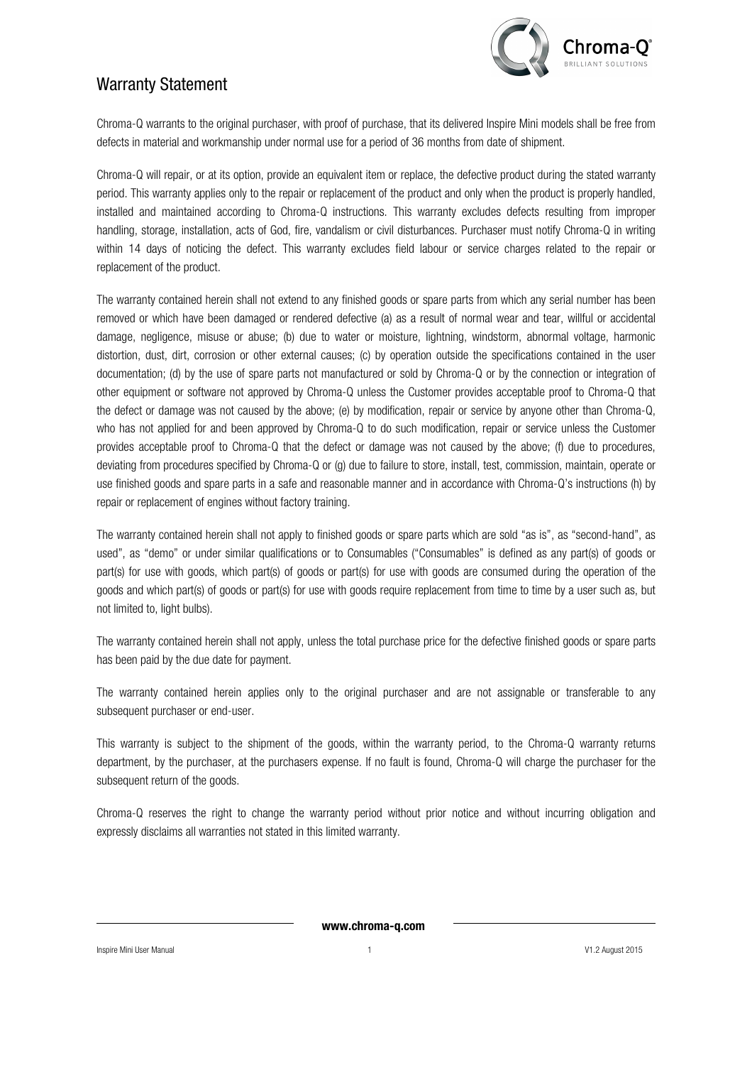# Warranty Statement

Chroma-Q warrants to the original purchaser, with proof of purchase, that its delivered Inspire Mini models shall be free from defects in material and workmanship under normal use for a period of 36 months from date of shipment.

Chroma-Q will repair, or at its option, provide an equivalent item or replace, the defective product during the stated warranty period. This warranty applies only to the repair or replacement of the product and only when the product is properly handled, installed and maintained according to Chroma-Q instructions. This warranty excludes defects resulting from improper handling, storage, installation, acts of God, fire, vandalism or civil disturbances. Purchaser must notify Chroma-Q in writing within 14 days of noticing the defect. This warranty excludes field labour or service charges related to the repair or replacement of the product.

The warranty contained herein shall not extend to any finished goods or spare parts from which any serial number has been removed or which have been damaged or rendered defective (a) as a result of normal wear and tear, willful or accidental damage, negligence, misuse or abuse; (b) due to water or moisture, lightning, windstorm, abnormal voltage, harmonic distortion, dust, dirt, corrosion or other external causes; (c) by operation outside the specifications contained in the user documentation; (d) by the use of spare parts not manufactured or sold by Chroma-Q or by the connection or integration of other equipment or software not approved by Chroma-Q unless the Customer provides acceptable proof to Chroma-Q that the defect or damage was not caused by the above; (e) by modification, repair or service by anyone other than Chroma-Q, who has not applied for and been approved by Chroma-Q to do such modification, repair or service unless the Customer provides acceptable proof to Chroma-Q that the defect or damage was not caused by the above; (f) due to procedures, deviating from procedures specified by Chroma-Q or (g) due to failure to store, install, test, commission, maintain, operate or use finished goods and spare parts in a safe and reasonable manner and in accordance with Chroma-Q's instructions (h) by repair or replacement of engines without factory training.

The warranty contained herein shall not apply to finished goods or spare parts which are sold "as is", as "second-hand", as used", as "demo" or under similar qualifications or to Consumables ("Consumables" is defined as any part(s) of goods or part(s) for use with goods, which part(s) of goods or part(s) for use with goods are consumed during the operation of the goods and which part(s) of goods or part(s) for use with goods require replacement from time to time by a user such as, but not limited to, light bulbs).

The warranty contained herein shall not apply, unless the total purchase price for the defective finished goods or spare parts has been paid by the due date for payment.

The warranty contained herein applies only to the original purchaser and are not assignable or transferable to any subsequent purchaser or end-user.

This warranty is subject to the shipment of the goods, within the warranty period, to the Chroma-Q warranty returns department, by the purchaser, at the purchasers expense. If no fault is found, Chroma-Q will charge the purchaser for the subsequent return of the goods.

Chroma-Q reserves the right to change the warranty period without prior notice and without incurring obligation and expressly disclaims all warranties not stated in this limited warranty.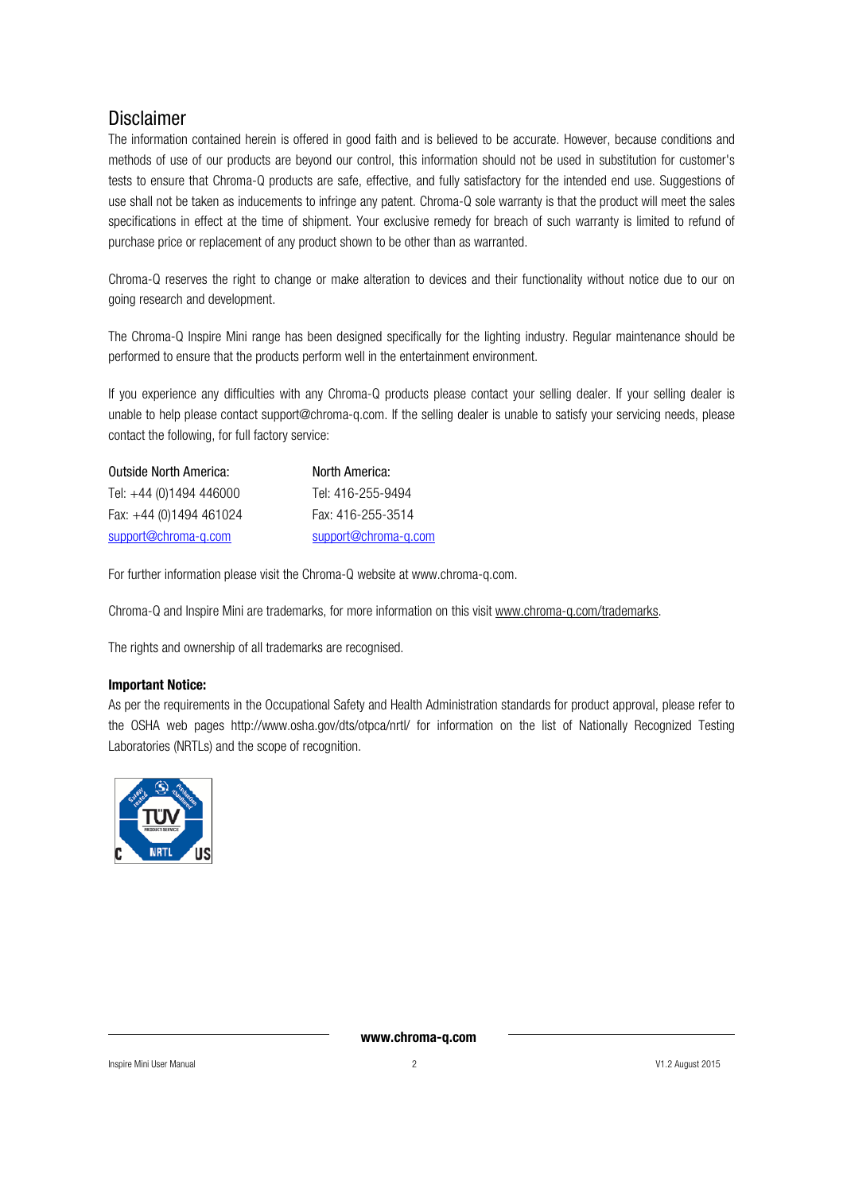## Disclaimer

The information contained herein is offered in good faith and is believed to be accurate. However, because conditions and methods of use of our products are beyond our control, this information should not be used in substitution for customer's tests to ensure that Chroma-Q products are safe, effective, and fully satisfactory for the intended end use. Suggestions of use shall not be taken as inducements to infringe any patent. Chroma-Q sole warranty is that the product will meet the sales specifications in effect at the time of shipment. Your exclusive remedy for breach of such warranty is limited to refund of purchase price or replacement of any product shown to be other than as warranted.

Chroma-Q reserves the right to change or make alteration to devices and their functionality without notice due to our on going research and development.

The Chroma-Q Inspire Mini range has been designed specifically for the lighting industry. Regular maintenance should be performed to ensure that the products perform well in the entertainment environment.

If you experience any difficulties with any Chroma-Q products please contact your selling dealer. If your selling dealer is unable to help please contact support@chroma-q.com. If the selling dealer is unable to satisfy your servicing needs, please contact the following, for full factory service:

| Outside North America: | North America: |
|---|---|
| Tel: +44 (0)1494 446000 | Tel: 416-255-9494 |
| Fax: +44 (0)1494 461024 | Fax: 416-255-3514 |
| support@chroma-q.com | support@chroma-q.com |

For further information please visit the Chroma-Q website at www.chroma-q.com.

Chroma-Q and Inspire Mini are trademarks, for more information on this visit www.chroma-q.com/trademarks.

The rights and ownership of all trademarks are recognised.

**Important Notice:**

As per the requirements in the Occupational Safety and Health Administration standards for product approval, please refer to the OSHA web pages http://www.osha.gov/dts/otpca/nrtl/ for information on the list of Nationally Recognized Testing Laboratories (NRTLs) and the scope of recognition.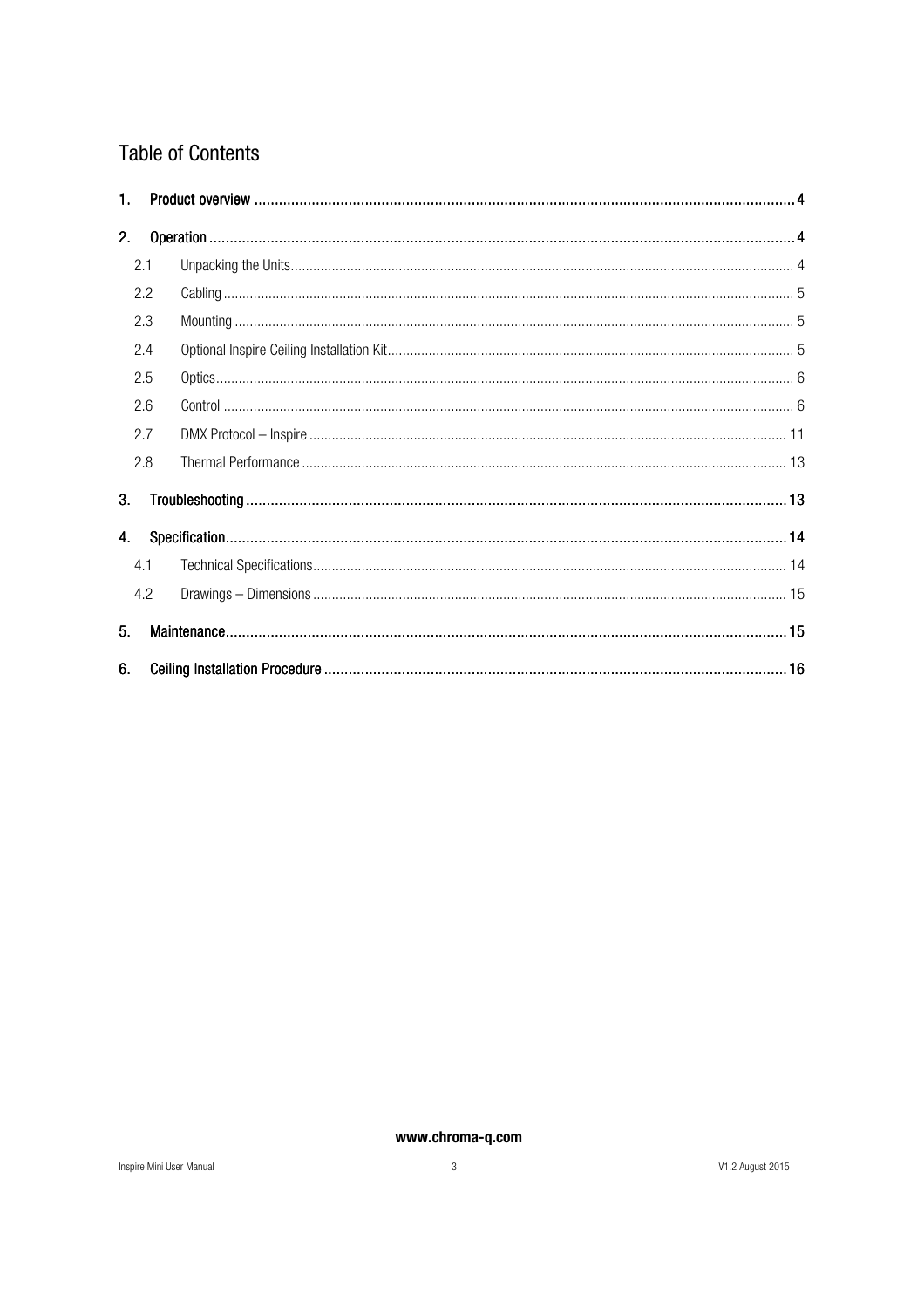# Table of Contents

1. Product overview ........................................................................................................................................ 4
2. Operation ..................................................................................................................................................... 4
   - 2.1 Unpacking the Units ............................................................................................................................ 4
   - 2.2 Cabling ................................................................................................................................................ 5
   - 2.3 Mounting ............................................................................................................................................. 5
   - 2.4 Optional Inspire Ceiling Installation Kit ............................................................................................... 5
   - 2.5 Optics .................................................................................................................................................. 6
   - 2.6 Control ................................................................................................................................................ 6
   - 2.7 DMX Protocol – Inspire ...................................................................................................................... 11
   - 2.8 Thermal Performance ........................................................................................................................ 13
3. Troubleshooting ......................................................................................................................................... 13
4. Specification ................................................................................................................................................ 14
   - 4.1 Technical Specifications ..................................................................................................................... 14
   - 4.2 Drawings – Dimensions ..................................................................................................................... 15
5. Maintenance ................................................................................................................................................ 15
6. Ceiling Installation Procedure ...................................................................................................................... 16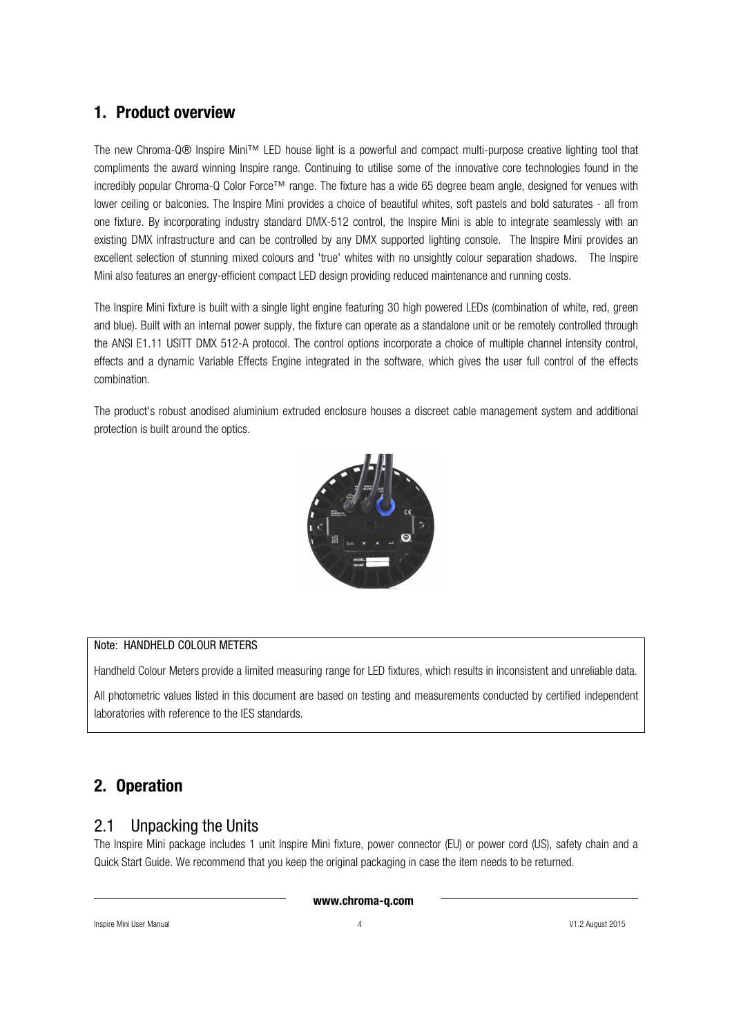## 1. Product overview

The new Chroma-Q® Inspire Mini™ LED house light is a powerful and compact multi-purpose creative lighting tool that compliments the award winning Inspire range. Continuing to utilise some of the innovative core technologies found in the incredibly popular Chroma-Q Color Force™ range. The fixture has a wide 65 degree beam angle, designed for venues with lower ceiling or balconies. The Inspire Mini provides a choice of beautiful whites, soft pastels and bold saturates - all from one fixture. By incorporating industry standard DMX-512 control, the Inspire Mini is able to integrate seamlessly with an existing DMX infrastructure and can be controlled by any DMX supported lighting console. The Inspire Mini provides an excellent selection of stunning mixed colours and 'true' whites with no unsightly colour separation shadows. The Inspire Mini also features an energy-efficient compact LED design providing reduced maintenance and running costs.

The Inspire Mini fixture is built with a single light engine featuring 30 high powered LEDs (combination of white, red, green and blue). Built with an internal power supply, the fixture can operate as a standalone unit or be remotely controlled through the ANSI E1.11 USITT DMX 512-A protocol. The control options incorporate a choice of multiple channel intensity control, effects and a dynamic Variable Effects Engine integrated in the software, which gives the user full control of the effects combination.

The product's robust anodised aluminium extruded enclosure houses a discreet cable management system and additional protection is built around the optics.

> Note: HANDHELD COLOUR METERS
>
> Handheld Colour Meters provide a limited measuring range for LED fixtures, which results in inconsistent and unreliable data.
>
> All photometric values listed in this document are based on testing and measurements conducted by certified independent laboratories with reference to the IES standards.

## 2. Operation

### 2.1 Unpacking the Units

The Inspire Mini package includes 1 unit Inspire Mini fixture, power connector (EU) or power cord (US), safety chain and a Quick Start Guide. We recommend that you keep the original packaging in case the item needs to be returned.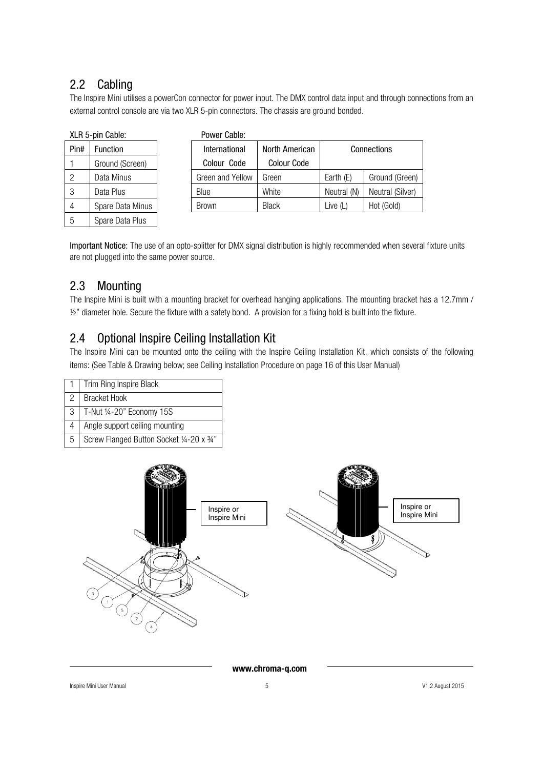## 2.2 Cabling

The Inspire Mini utilises a powerCon connector for power input. The DMX control data input and through connections from an external control console are via two XLR 5-pin connectors. The chassis are ground bonded.

XLR 5-pin Cable:

| Pin# | Function |
|---|---|
| 1 | Ground (Screen) |
| 2 | Data Minus |
| 3 | Data Plus |
| 4 | Spare Data Minus |
| 5 | Spare Data Plus |

Power Cable:

| International Colour Code | North American Colour Code | Connections | |
|---|---|---|---|
| Green and Yellow | Green | Earth (E) | Ground (Green) |
| Blue | White | Neutral (N) | Neutral (Silver) |
| Brown | Black | Live (L) | Hot (Gold) |

**Important Notice:** The use of an opto-splitter for DMX signal distribution is highly recommended when several fixture units are not plugged into the same power source.

## 2.3 Mounting

The Inspire Mini is built with a mounting bracket for overhead hanging applications. The mounting bracket has a 12.7mm / ½" diameter hole. Secure the fixture with a safety bond. A provision for a fixing hold is built into the fixture.

## 2.4 Optional Inspire Ceiling Installation Kit

The Inspire Mini can be mounted onto the ceiling with the Inspire Ceiling Installation Kit, which consists of the following items: (See Table & Drawing below; see Ceiling Installation Procedure on page 16 of this User Manual)

| | |
|---|---|
| 1 | Trim Ring Inspire Black |
| 2 | Bracket Hook |
| 3 | T-Nut ¼-20" Economy 15S |
| 4 | Angle support ceiling mounting |
| 5 | Screw Flanged Button Socket ¼-20 x ¾" |

Inspire or Inspire Mini

Inspire or Inspire Mini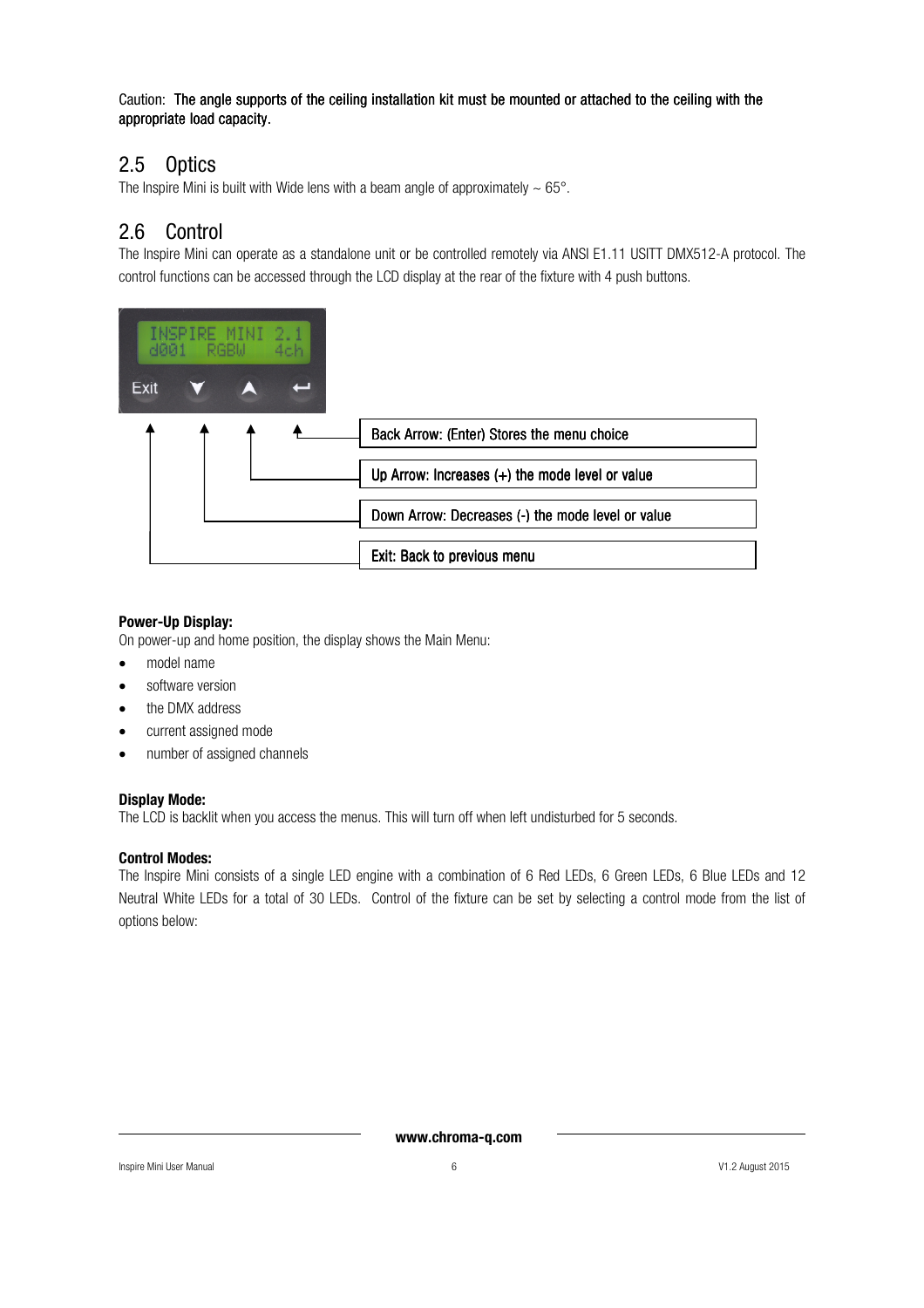Caution: The angle supports of the ceiling installation kit must be mounted or attached to the ceiling with the appropriate load capacity.

## 2.5 Optics

The Inspire Mini is built with Wide lens with a beam angle of approximately ~ 65°.

## 2.6 Control

The Inspire Mini can operate as a standalone unit or be controlled remotely via ANSI E1.11 USITT DMX512-A protocol. The control functions can be accessed through the LCD display at the rear of the fixture with 4 push buttons.

INSPIRE MINI 2.1
d001 RGBW 4ch

Exit

Back Arrow: (Enter) Stores the menu choice

Up Arrow: Increases (+) the mode level or value

Down Arrow: Decreases (-) the mode level or value

Exit: Back to previous menu

**Power-Up Display:**
On power-up and home position, the display shows the Main Menu:

- model name
- software version
- the DMX address
- current assigned mode
- number of assigned channels

**Display Mode:**
The LCD is backlit when you access the menus. This will turn off when left undisturbed for 5 seconds.

**Control Modes:**
The Inspire Mini consists of a single LED engine with a combination of 6 Red LEDs, 6 Green LEDs, 6 Blue LEDs and 12 Neutral White LEDs for a total of 30 LEDs. Control of the fixture can be set by selecting a control mode from the list of options below: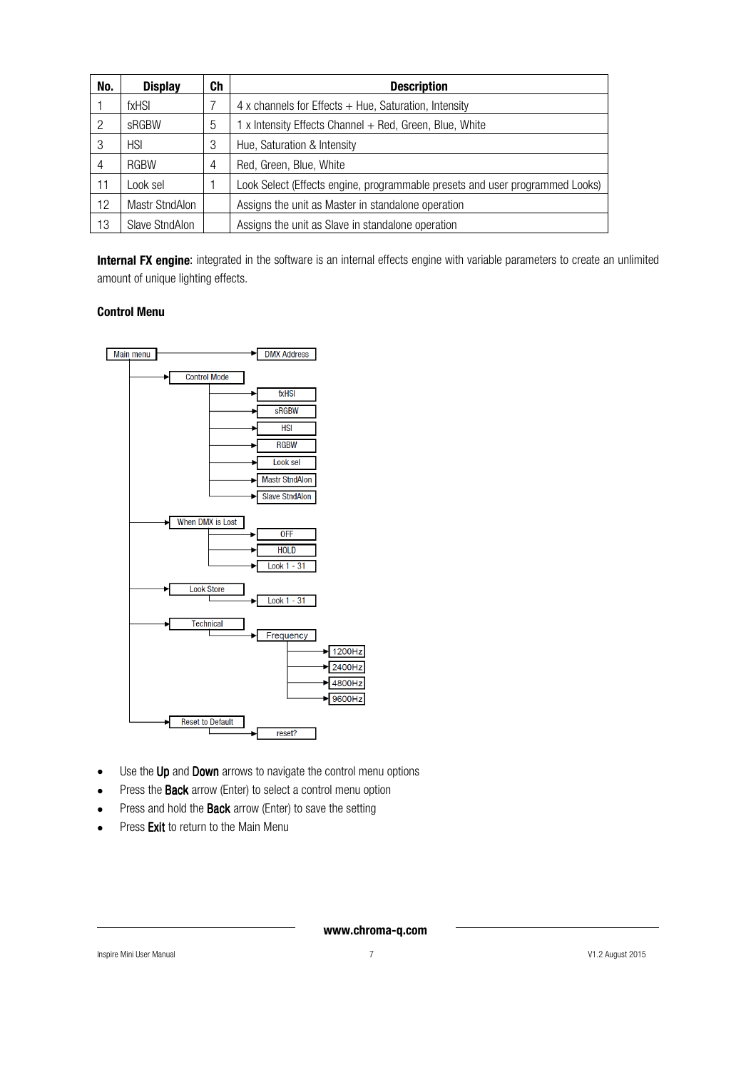| No. | Display | Ch | Description |
|---|---|---|---|
| 1 | fxHSI | 7 | 4 x channels for Effects + Hue, Saturation, Intensity |
| 2 | sRGBW | 5 | 1 x Intensity Effects Channel + Red, Green, Blue, White |
| 3 | HSI | 3 | Hue, Saturation & Intensity |
| 4 | RGBW | 4 | Red, Green, Blue, White |
| 11 | Look sel | 1 | Look Select (Effects engine, programmable presets and user programmed Looks) |
| 12 | Mastr StndAlon | | Assigns the unit as Master in standalone operation |
| 13 | Slave StndAlon | | Assigns the unit as Slave in standalone operation |

**Internal FX engine**: integrated in the software is an internal effects engine with variable parameters to create an unlimited amount of unique lighting effects.

**Control Menu**

- Main menu
  - DMX Address
  - Control Mode
    - fxHSI
    - sRGBW
    - HSI
    - RGBW
    - Look sel
    - Mastr StndAlon
    - Slave StndAlon
  - When DMX is Lost
    - OFF
    - HOLD
    - Look 1 - 31
  - Look Store
    - Look 1 - 31
  - Technical
    - Frequency
      - 1200Hz
      - 2400Hz
      - 4800Hz
      - 9600Hz
  - Reset to Default
    - reset?

- Use the **Up** and **Down** arrows to navigate the control menu options
- Press the **Back** arrow (Enter) to select a control menu option
- Press and hold the **Back** arrow (Enter) to save the setting
- Press **Exit** to return to the Main Menu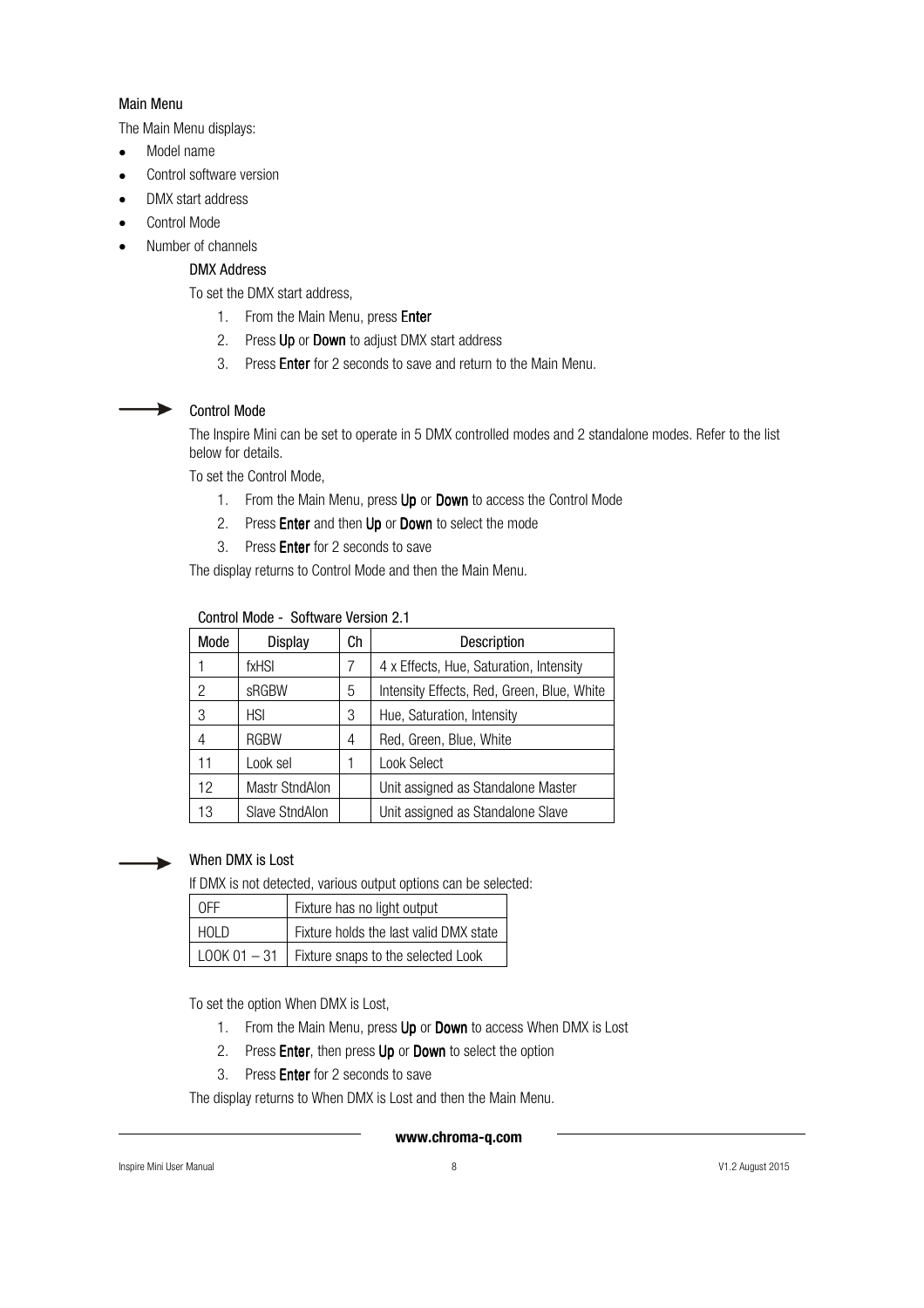### Main Menu

The Main Menu displays:

- Model name
- Control software version
- DMX start address
- Control Mode
- Number of channels

#### DMX Address

To set the DMX start address,

1. From the Main Menu, press **Enter**
2. Press **Up** or **Down** to adjust DMX start address
3. Press **Enter** for 2 seconds to save and return to the Main Menu.

#### Control Mode

The Inspire Mini can be set to operate in 5 DMX controlled modes and 2 standalone modes. Refer to the list below for details.

To set the Control Mode,

1. From the Main Menu, press **Up** or **Down** to access the Control Mode
2. Press **Enter** and then **Up** or **Down** to select the mode
3. Press **Enter** for 2 seconds to save

The display returns to Control Mode and then the Main Menu.

Control Mode - Software Version 2.1

| Mode | Display | Ch | Description |
|---|---|---|---|
| 1 | fxHSI | 7 | 4 x Effects, Hue, Saturation, Intensity |
| 2 | sRGBW | 5 | Intensity Effects, Red, Green, Blue, White |
| 3 | HSI | 3 | Hue, Saturation, Intensity |
| 4 | RGBW | 4 | Red, Green, Blue, White |
| 11 | Look sel | 1 | Look Select |
| 12 | Mastr StndAlon | | Unit assigned as Standalone Master |
| 13 | Slave StndAlon | | Unit assigned as Standalone Slave |

#### When DMX is Lost

If DMX is not detected, various output options can be selected:

| OFF | Fixture has no light output |
|---|---|
| HOLD | Fixture holds the last valid DMX state |
| LOOK 01 – 31 | Fixture snaps to the selected Look |

To set the option When DMX is Lost,

1. From the Main Menu, press **Up** or **Down** to access When DMX is Lost
2. Press **Enter**, then press **Up** or **Down** to select the option
3. Press **Enter** for 2 seconds to save

The display returns to When DMX is Lost and then the Main Menu.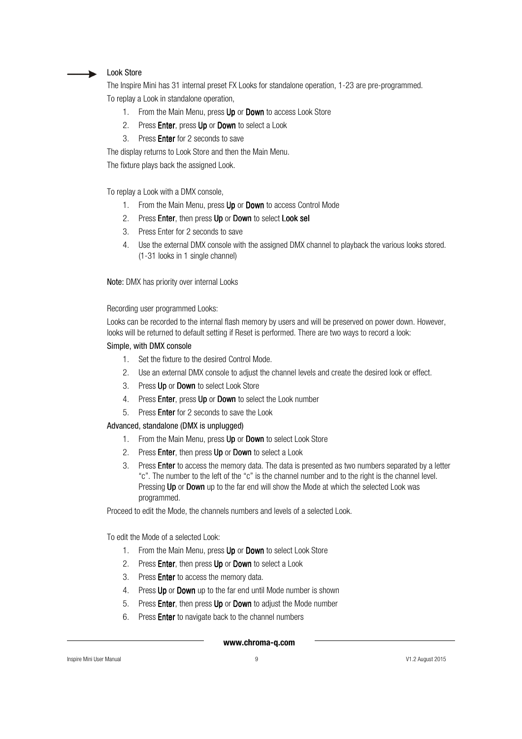### Look Store

The Inspire Mini has 31 internal preset FX Looks for standalone operation, 1-23 are pre-programmed.

To replay a Look in standalone operation,

1. From the Main Menu, press **Up** or **Down** to access Look Store
2. Press **Enter**, press **Up** or **Down** to select a Look
3. Press **Enter** for 2 seconds to save

The display returns to Look Store and then the Main Menu.

The fixture plays back the assigned Look.

To replay a Look with a DMX console,

1. From the Main Menu, press **Up** or **Down** to access Control Mode
2. Press **Enter**, then press **Up** or **Down** to select **Look sel**
3. Press Enter for 2 seconds to save
4. Use the external DMX console with the assigned DMX channel to playback the various looks stored. (1-31 looks in 1 single channel)

**Note:** DMX has priority over internal Looks

Recording user programmed Looks:

Looks can be recorded to the internal flash memory by users and will be preserved on power down. However, looks will be returned to default setting if Reset is performed. There are two ways to record a look:

Simple, with DMX console

1. Set the fixture to the desired Control Mode.
2. Use an external DMX console to adjust the channel levels and create the desired look or effect.
3. Press **Up** or **Down** to select Look Store
4. Press **Enter**, press **Up** or **Down** to select the Look number
5. Press **Enter** for 2 seconds to save the Look

Advanced, standalone (DMX is unplugged)

1. From the Main Menu, press **Up** or **Down** to select Look Store
2. Press **Enter**, then press **Up** or **Down** to select a Look
3. Press **Enter** to access the memory data. The data is presented as two numbers separated by a letter "c". The number to the left of the "c" is the channel number and to the right is the channel level. Pressing **Up** or **Down** up to the far end will show the Mode at which the selected Look was programmed.

Proceed to edit the Mode, the channels numbers and levels of a selected Look.

To edit the Mode of a selected Look:

1. From the Main Menu, press **Up** or **Down** to select Look Store
2. Press **Enter**, then press **Up** or **Down** to select a Look
3. Press **Enter** to access the memory data.
4. Press **Up** or **Down** up to the far end until Mode number is shown
5. Press **Enter**, then press **Up** or **Down** to adjust the Mode number
6. Press **Enter** to navigate back to the channel numbers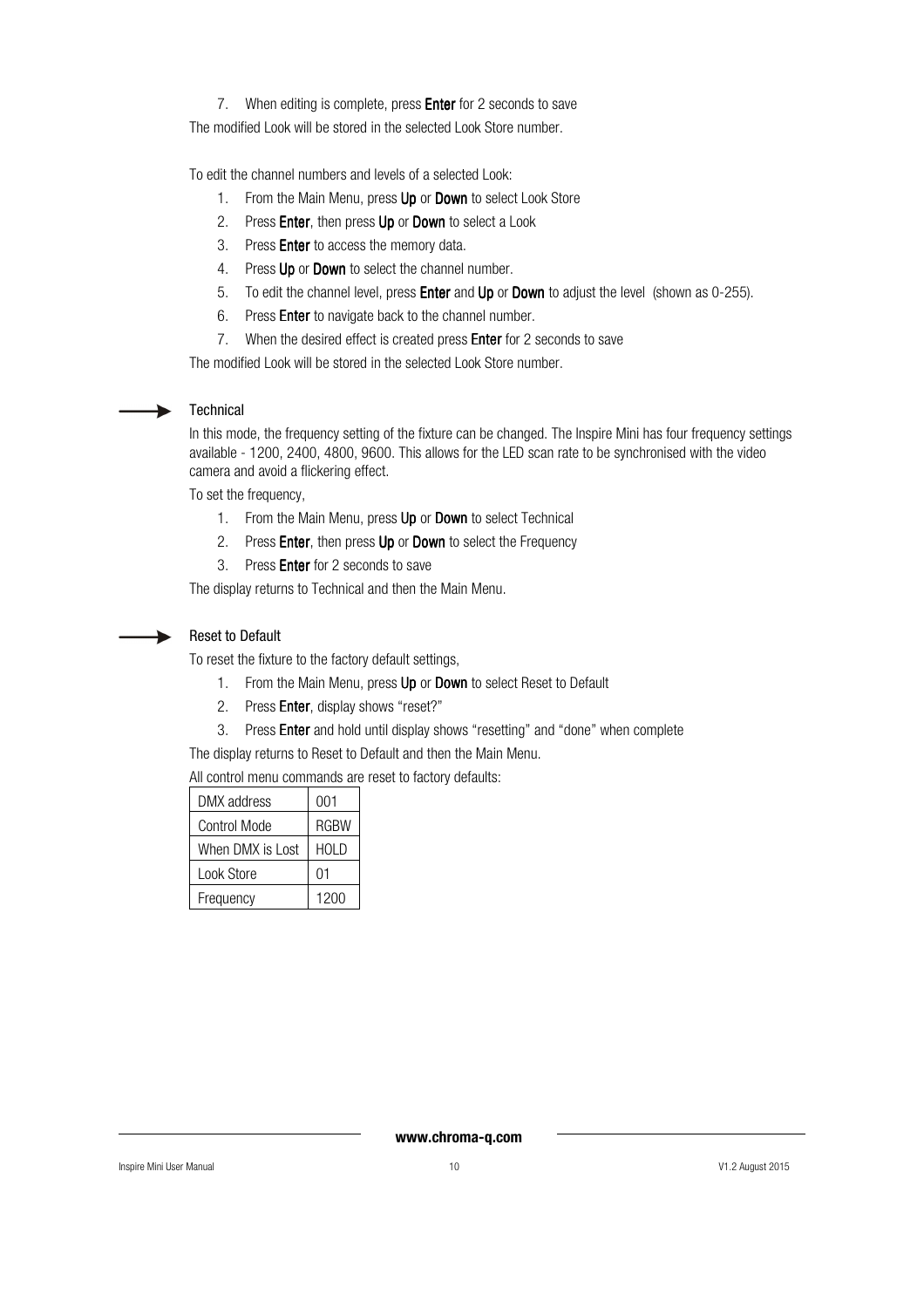7. When editing is complete, press **Enter** for 2 seconds to save

The modified Look will be stored in the selected Look Store number.

To edit the channel numbers and levels of a selected Look:

1. From the Main Menu, press **Up** or **Down** to select Look Store
2. Press **Enter**, then press **Up** or **Down** to select a Look
3. Press **Enter** to access the memory data.
4. Press **Up** or **Down** to select the channel number.
5. To edit the channel level, press **Enter** and **Up** or **Down** to adjust the level (shown as 0-255).
6. Press **Enter** to navigate back to the channel number.
7. When the desired effect is created press **Enter** for 2 seconds to save

The modified Look will be stored in the selected Look Store number.

### Technical

In this mode, the frequency setting of the fixture can be changed. The Inspire Mini has four frequency settings available - 1200, 2400, 4800, 9600. This allows for the LED scan rate to be synchronised with the video camera and avoid a flickering effect.

To set the frequency,

1. From the Main Menu, press **Up** or **Down** to select Technical
2. Press **Enter**, then press **Up** or **Down** to select the Frequency
3. Press **Enter** for 2 seconds to save

The display returns to Technical and then the Main Menu.

### Reset to Default

To reset the fixture to the factory default settings,

1. From the Main Menu, press **Up** or **Down** to select Reset to Default
2. Press **Enter**, display shows "reset?"
3. Press **Enter** and hold until display shows "resetting" and "done" when complete

The display returns to Reset to Default and then the Main Menu.

All control menu commands are reset to factory defaults:

| DMX address | 001 |
|---|---|
| Control Mode | RGBW |
| When DMX is Lost | HOLD |
| Look Store | 01 |
| Frequency | 1200 |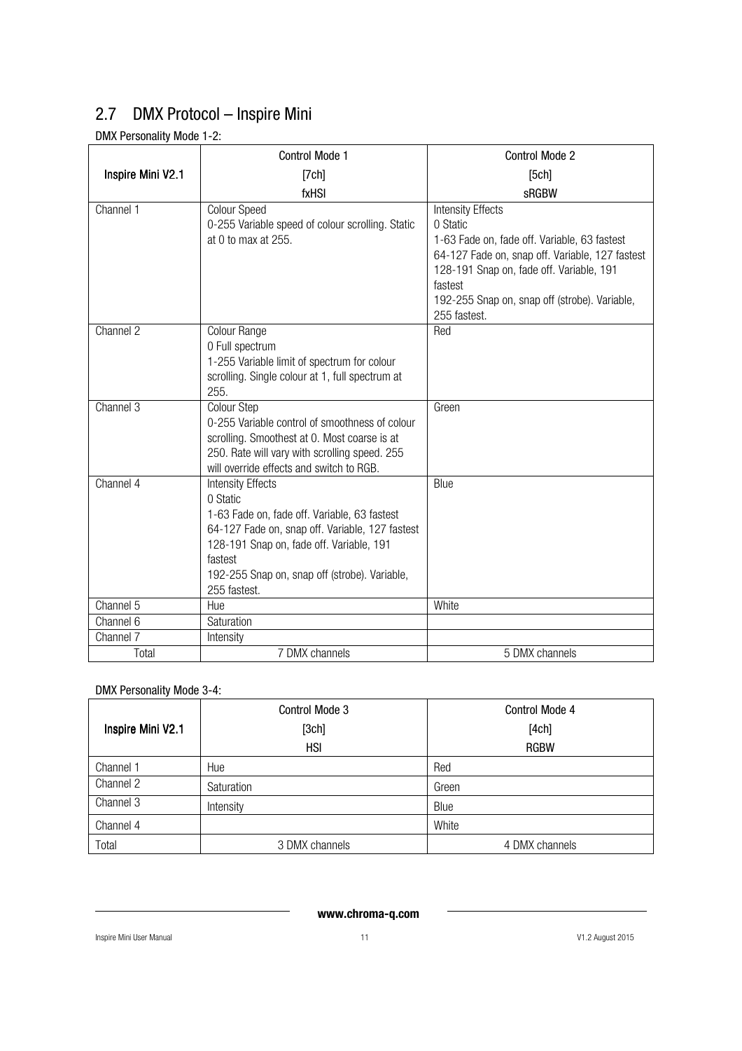## 2.7 DMX Protocol – Inspire Mini

DMX Personality Mode 1-2:

| Inspire Mini V2.1 | Control Mode 1 [7ch] fxHSI | Control Mode 2 [5ch] sRGBW |
|---|---|---|
| Channel 1 | Colour Speed<br>0-255 Variable speed of colour scrolling. Static at 0 to max at 255. | Intensity Effects<br>0 Static<br>1-63 Fade on, fade off. Variable, 63 fastest<br>64-127 Fade on, snap off. Variable, 127 fastest<br>128-191 Snap on, fade off. Variable, 191 fastest<br>192-255 Snap on, snap off (strobe). Variable, 255 fastest. |
| Channel 2 | Colour Range<br>0 Full spectrum<br>1-255 Variable limit of spectrum for colour scrolling. Single colour at 1, full spectrum at 255. | Red |
| Channel 3 | Colour Step<br>0-255 Variable control of smoothness of colour scrolling. Smoothest at 0. Most coarse is at 250. Rate will vary with scrolling speed. 255 will override effects and switch to RGB. | Green |
| Channel 4 | Intensity Effects<br>0 Static<br>1-63 Fade on, fade off. Variable, 63 fastest<br>64-127 Fade on, snap off. Variable, 127 fastest<br>128-191 Snap on, fade off. Variable, 191 fastest<br>192-255 Snap on, snap off (strobe). Variable, 255 fastest. | Blue |
| Channel 5 | Hue | White |
| Channel 6 | Saturation | |
| Channel 7 | Intensity | |
| Total | 7 DMX channels | 5 DMX channels |

DMX Personality Mode 3-4:

| Inspire Mini V2.1 | Control Mode 3 [3ch] HSI | Control Mode 4 [4ch] RGBW |
|---|---|---|
| Channel 1 | Hue | Red |
| Channel 2 | Saturation | Green |
| Channel 3 | Intensity | Blue |
| Channel 4 | | White |
| Total | 3 DMX channels | 4 DMX channels |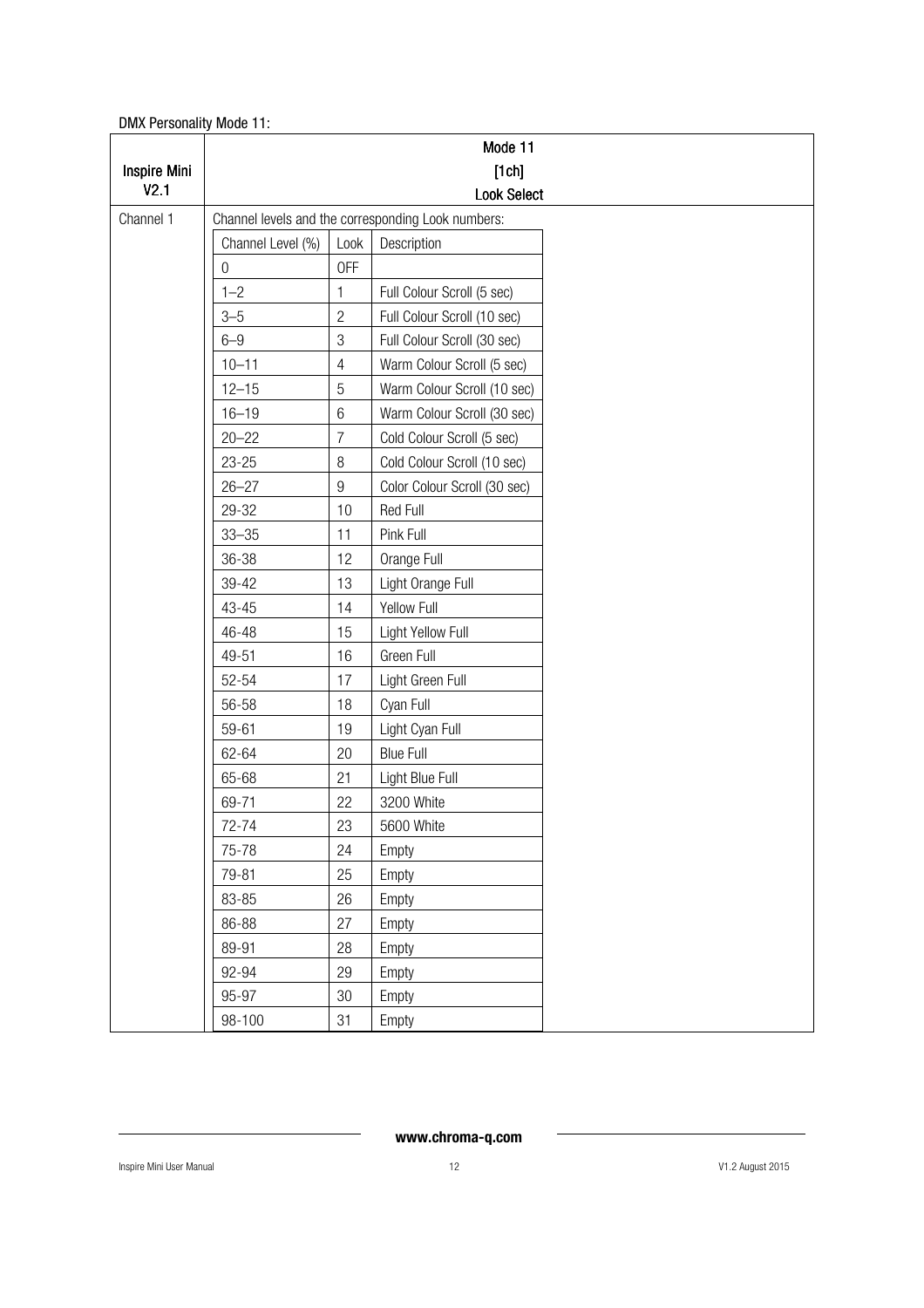DMX Personality Mode 11:

| Inspire Mini V2.1 | Mode 11 [1ch] Look Select | | |
|---|---|---|---|
| Channel 1 | Channel levels and the corresponding Look numbers: | | |
| | **Channel Level (%)** | **Look** | **Description** |
| | 0 | OFF | |
| | 1–2 | 1 | Full Colour Scroll (5 sec) |
| | 3–5 | 2 | Full Colour Scroll (10 sec) |
| | 6–9 | 3 | Full Colour Scroll (30 sec) |
| | 10–11 | 4 | Warm Colour Scroll (5 sec) |
| | 12–15 | 5 | Warm Colour Scroll (10 sec) |
| | 16–19 | 6 | Warm Colour Scroll (30 sec) |
| | 20–22 | 7 | Cold Colour Scroll (5 sec) |
| | 23-25 | 8 | Cold Colour Scroll (10 sec) |
| | 26–27 | 9 | Color Colour Scroll (30 sec) |
| | 29-32 | 10 | Red Full |
| | 33–35 | 11 | Pink Full |
| | 36-38 | 12 | Orange Full |
| | 39-42 | 13 | Light Orange Full |
| | 43-45 | 14 | Yellow Full |
| | 46-48 | 15 | Light Yellow Full |
| | 49-51 | 16 | Green Full |
| | 52-54 | 17 | Light Green Full |
| | 56-58 | 18 | Cyan Full |
| | 59-61 | 19 | Light Cyan Full |
| | 62-64 | 20 | Blue Full |
| | 65-68 | 21 | Light Blue Full |
| | 69-71 | 22 | 3200 White |
| | 72-74 | 23 | 5600 White |
| | 75-78 | 24 | Empty |
| | 79-81 | 25 | Empty |
| | 83-85 | 26 | Empty |
| | 86-88 | 27 | Empty |
| | 89-91 | 28 | Empty |
| | 92-94 | 29 | Empty |
| | 95-97 | 30 | Empty |
| | 98-100 | 31 | Empty |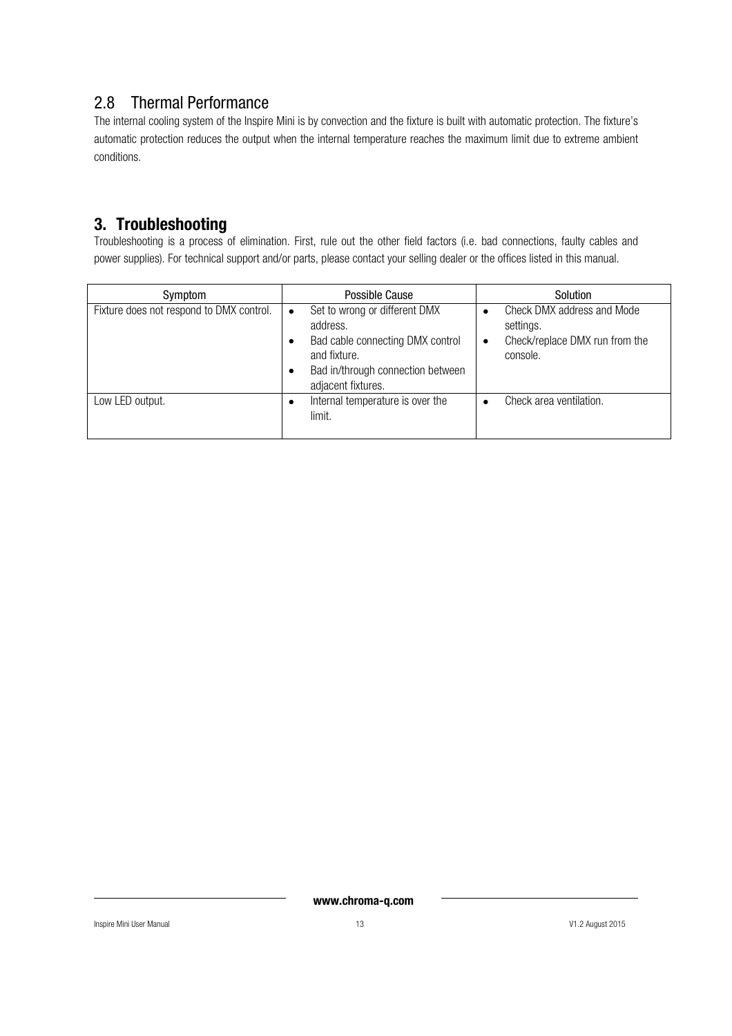## 2.8 Thermal Performance

The internal cooling system of the Inspire Mini is by convection and the fixture is built with automatic protection. The fixture's automatic protection reduces the output when the internal temperature reaches the maximum limit due to extreme ambient conditions.

# 3. Troubleshooting

Troubleshooting is a process of elimination. First, rule out the other field factors (i.e. bad connections, faulty cables and power supplies). For technical support and/or parts, please contact your selling dealer or the offices listed in this manual.

| Symptom | Possible Cause | Solution |
|---|---|---|
| Fixture does not respond to DMX control. | • Set to wrong or different DMX address.<br>• Bad cable connecting DMX control and fixture.<br>• Bad in/through connection between adjacent fixtures. | • Check DMX address and Mode settings.<br>• Check/replace DMX run from the console. |
| Low LED output. | • Internal temperature is over the limit. | • Check area ventilation. |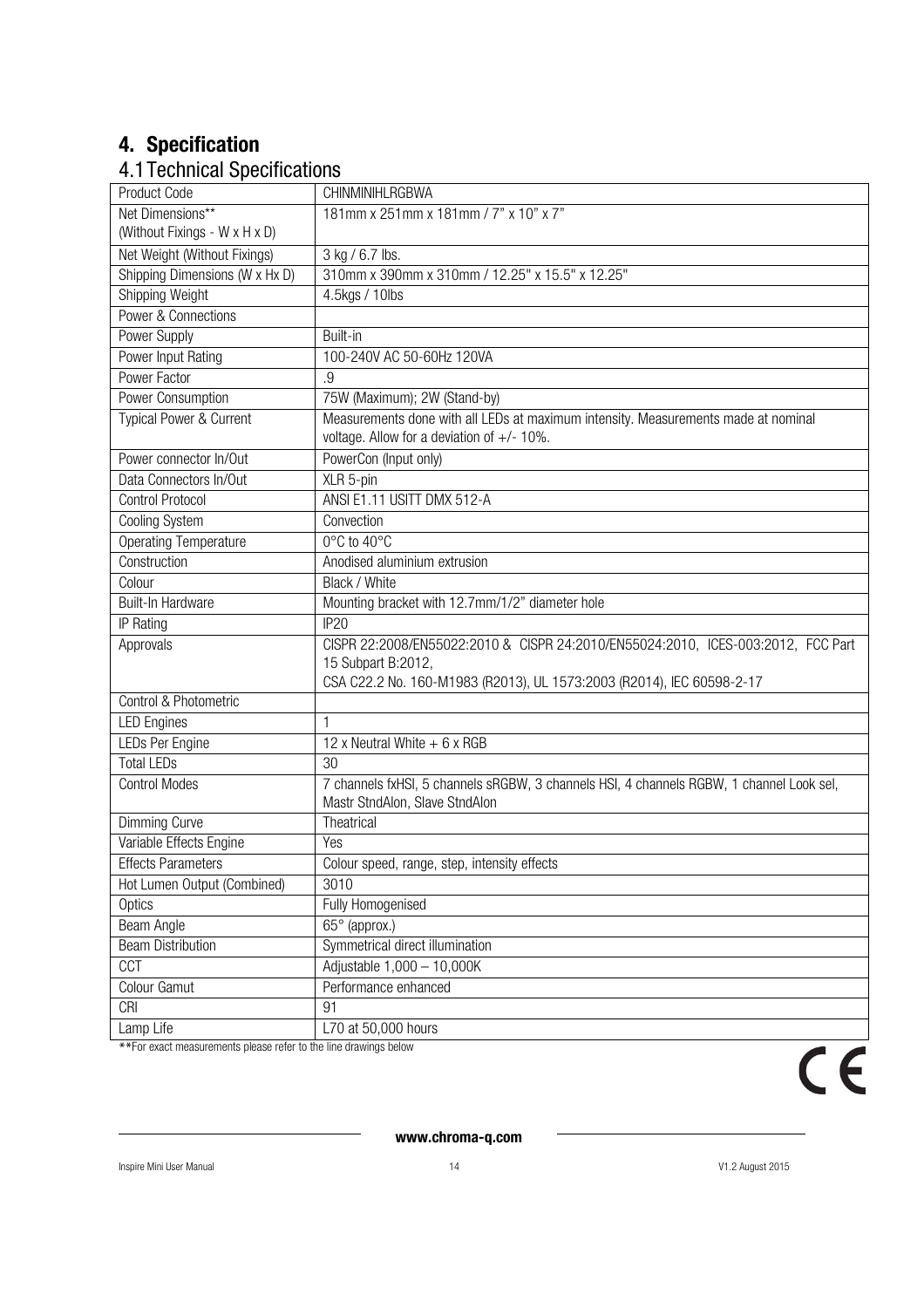# 4. Specification

## 4.1 Technical Specifications

| Product Code | CHINMINIHLRGBWA |
|---|---|
| Net Dimensions** (Without Fixings - W x H x D) | 181mm x 251mm x 181mm / 7" x 10" x 7" |
| Net Weight (Without Fixings) | 3 kg / 6.7 lbs. |
| Shipping Dimensions (W x Hx D) | 310mm x 390mm x 310mm / 12.25" x 15.5" x 12.25" |
| Shipping Weight | 4.5kgs / 10lbs |
| Power & Connections | |
| Power Supply | Built-in |
| Power Input Rating | 100-240V AC 50-60Hz 120VA |
| Power Factor | .9 |
| Power Consumption | 75W (Maximum); 2W (Stand-by) |
| Typical Power & Current | Measurements done with all LEDs at maximum intensity. Measurements made at nominal voltage. Allow for a deviation of +/- 10%. |
| Power connector In/Out | PowerCon (Input only) |
| Data Connectors In/Out | XLR 5-pin |
| Control Protocol | ANSI E1.11 USITT DMX 512-A |
| Cooling System | Convection |
| Operating Temperature | 0°C to 40°C |
| Construction | Anodised aluminium extrusion |
| Colour | Black / White |
| Built-In Hardware | Mounting bracket with 12.7mm/1/2" diameter hole |
| IP Rating | IP20 |
| Approvals | CISPR 22:2008/EN55022:2010 & CISPR 24:2010/EN55024:2010, ICES-003:2012, FCC Part 15 Subpart B:2012, CSA C22.2 No. 160-M1983 (R2013), UL 1573:2003 (R2014), IEC 60598-2-17 |
| Control & Photometric | |
| LED Engines | 1 |
| LEDs Per Engine | 12 x Neutral White + 6 x RGB |
| Total LEDs | 30 |
| Control Modes | 7 channels fxHSI, 5 channels sRGBW, 3 channels HSI, 4 channels RGBW, 1 channel Look sel, Mastr StndAlon, Slave StndAlon |
| Dimming Curve | Theatrical |
| Variable Effects Engine | Yes |
| Effects Parameters | Colour speed, range, step, intensity effects |
| Hot Lumen Output (Combined) | 3010 |
| Optics | Fully Homogenised |
| Beam Angle | 65° (approx.) |
| Beam Distribution | Symmetrical direct illumination |
| CCT | Adjustable 1,000 – 10,000K |
| Colour Gamut | Performance enhanced |
| CRI | 91 |
| Lamp Life | L70 at 50,000 hours |

**For exact measurements please refer to the line drawings below

CE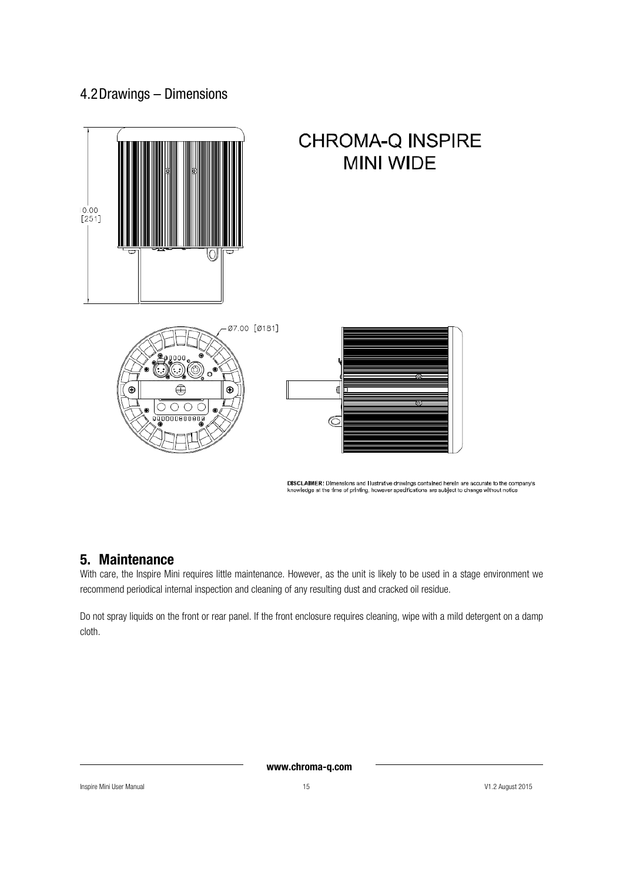## 4.2 Drawings – Dimensions

CHROMA-Q INSPIRE
MINI WIDE

10.00
[251]

Ø7.00 [Ø181]

**DISCLAIMER:** Dimensions and illustrative drawings contained herein are accurate to the company's knowledge at the time of printing, however specifications are subject to change without notice

# 5. Maintenance

With care, the Inspire Mini requires little maintenance. However, as the unit is likely to be used in a stage environment we recommend periodical internal inspection and cleaning of any resulting dust and cracked oil residue.

Do not spray liquids on the front or rear panel. If the front enclosure requires cleaning, wipe with a mild detergent on a damp cloth.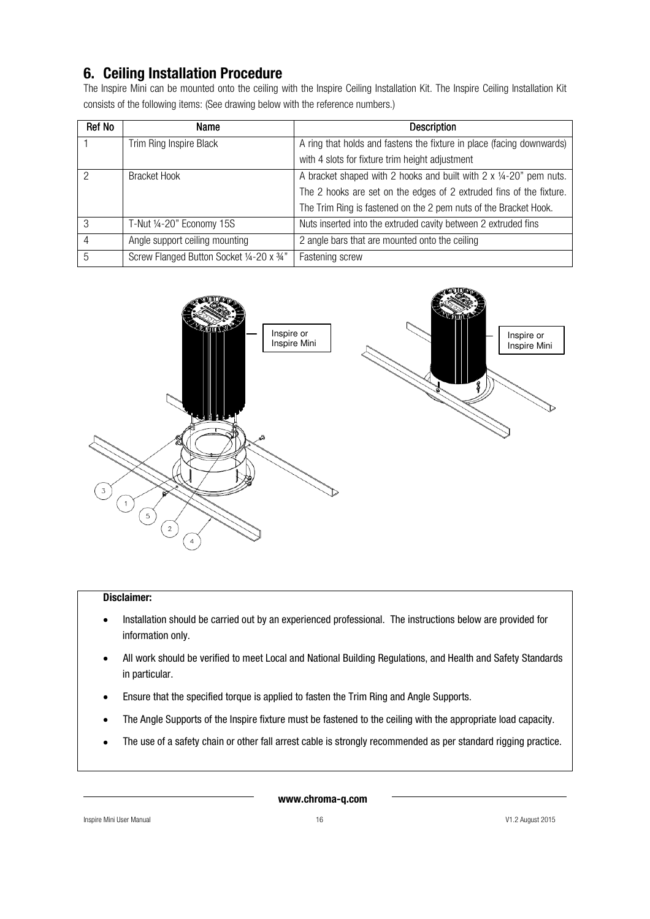## 6. Ceiling Installation Procedure

The Inspire Mini can be mounted onto the ceiling with the Inspire Ceiling Installation Kit. The Inspire Ceiling Installation Kit consists of the following items: (See drawing below with the reference numbers.)

| Ref No | Name | Description |
|---|---|---|
| 1 | Trim Ring Inspire Black | A ring that holds and fastens the fixture in place (facing downwards) with 4 slots for fixture trim height adjustment |
| 2 | Bracket Hook | A bracket shaped with 2 hooks and built with 2 x ¼-20" pem nuts. The 2 hooks are set on the edges of 2 extruded fins of the fixture. The Trim Ring is fastened on the 2 pem nuts of the Bracket Hook. |
| 3 | T-Nut ¼-20" Economy 15S | Nuts inserted into the extruded cavity between 2 extruded fins |
| 4 | Angle support ceiling mounting | 2 angle bars that are mounted onto the ceiling |
| 5 | Screw Flanged Button Socket ¼-20 x ¾" | Fastening screw |

Inspire or Inspire Mini

Inspire or Inspire Mini

**Disclaimer:**

- Installation should be carried out by an experienced professional. The instructions below are provided for information only.
- All work should be verified to meet Local and National Building Regulations, and Health and Safety Standards in particular.
- Ensure that the specified torque is applied to fasten the Trim Ring and Angle Supports.
- The Angle Supports of the Inspire fixture must be fastened to the ceiling with the appropriate load capacity.
- The use of a safety chain or other fall arrest cable is strongly recommended as per standard rigging practice.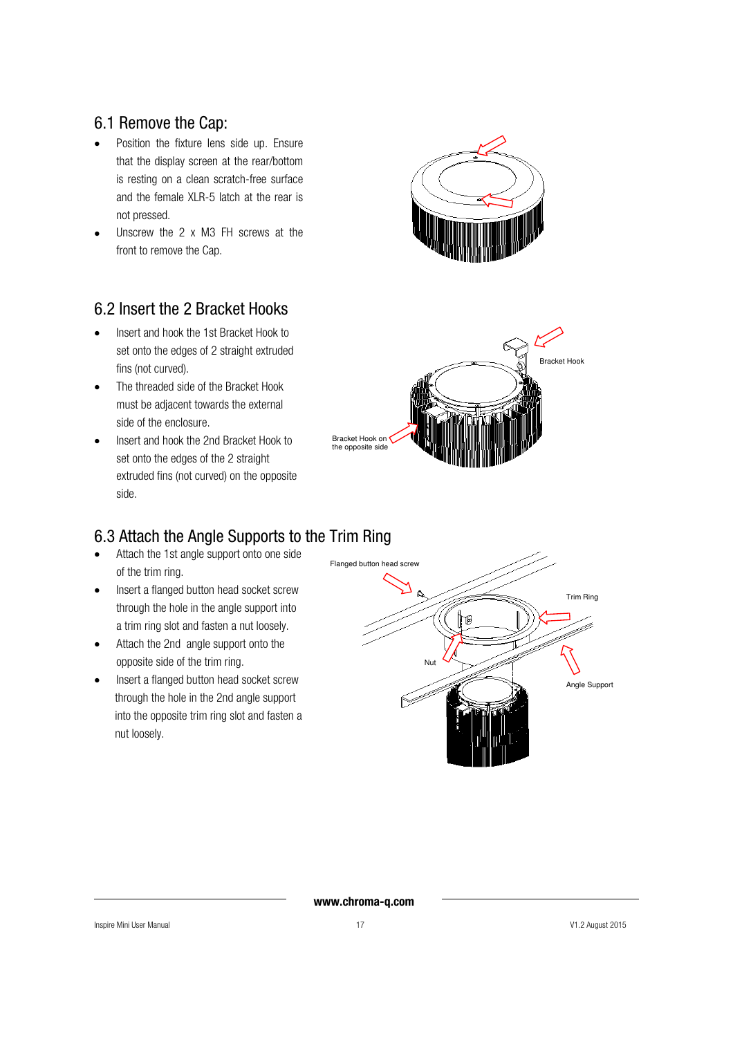## 6.1 Remove the Cap:

- Position the fixture lens side up. Ensure that the display screen at the rear/bottom is resting on a clean scratch-free surface and the female XLR-5 latch at the rear is not pressed.
- Unscrew the 2 x M3 FH screws at the front to remove the Cap.

## 6.2 Insert the 2 Bracket Hooks

- Insert and hook the 1st Bracket Hook to set onto the edges of 2 straight extruded fins (not curved).
- The threaded side of the Bracket Hook must be adjacent towards the external side of the enclosure.
- Insert and hook the 2nd Bracket Hook to set onto the edges of the 2 straight extruded fins (not curved) on the opposite side.

Bracket Hook

Bracket Hook on the opposite side

## 6.3 Attach the Angle Supports to the Trim Ring

- Attach the 1st angle support onto one side of the trim ring.
- Insert a flanged button head socket screw through the hole in the angle support into a trim ring slot and fasten a nut loosely.
- Attach the 2nd angle support onto the opposite side of the trim ring.
- Insert a flanged button head socket screw through the hole in the 2nd angle support into the opposite trim ring slot and fasten a nut loosely.

Flanged button head screw

Trim Ring

Nut

Angle Support

**www.chroma-q.com**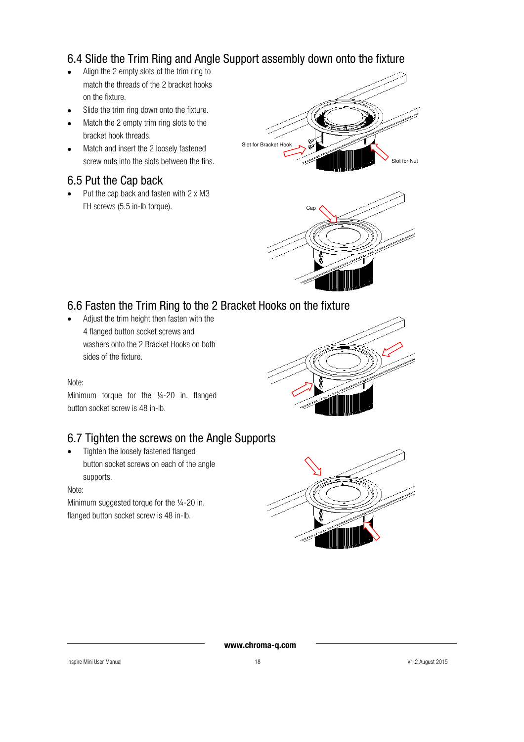## 6.4 Slide the Trim Ring and Angle Support assembly down onto the fixture

- Align the 2 empty slots of the trim ring to match the threads of the 2 bracket hooks on the fixture.
- Slide the trim ring down onto the fixture.
- Match the 2 empty trim ring slots to the bracket hook threads.
- Match and insert the 2 loosely fastened screw nuts into the slots between the fins.

Slot for Bracket Hook

Slot for Nut

## 6.5 Put the Cap back

- Put the cap back and fasten with 2 x M3 FH screws (5.5 in-lb torque).

Cap

## 6.6 Fasten the Trim Ring to the 2 Bracket Hooks on the fixture

- Adjust the trim height then fasten with the 4 flanged button socket screws and washers onto the 2 Bracket Hooks on both sides of the fixture.

Note:

Minimum torque for the ¼-20 in. flanged button socket screw is 48 in-lb.

## 6.7 Tighten the screws on the Angle Supports

- Tighten the loosely fastened flanged button socket screws on each of the angle supports.

Note:

Minimum suggested torque for the ¼-20 in. flanged button socket screw is 48 in-lb.

www.chroma-q.com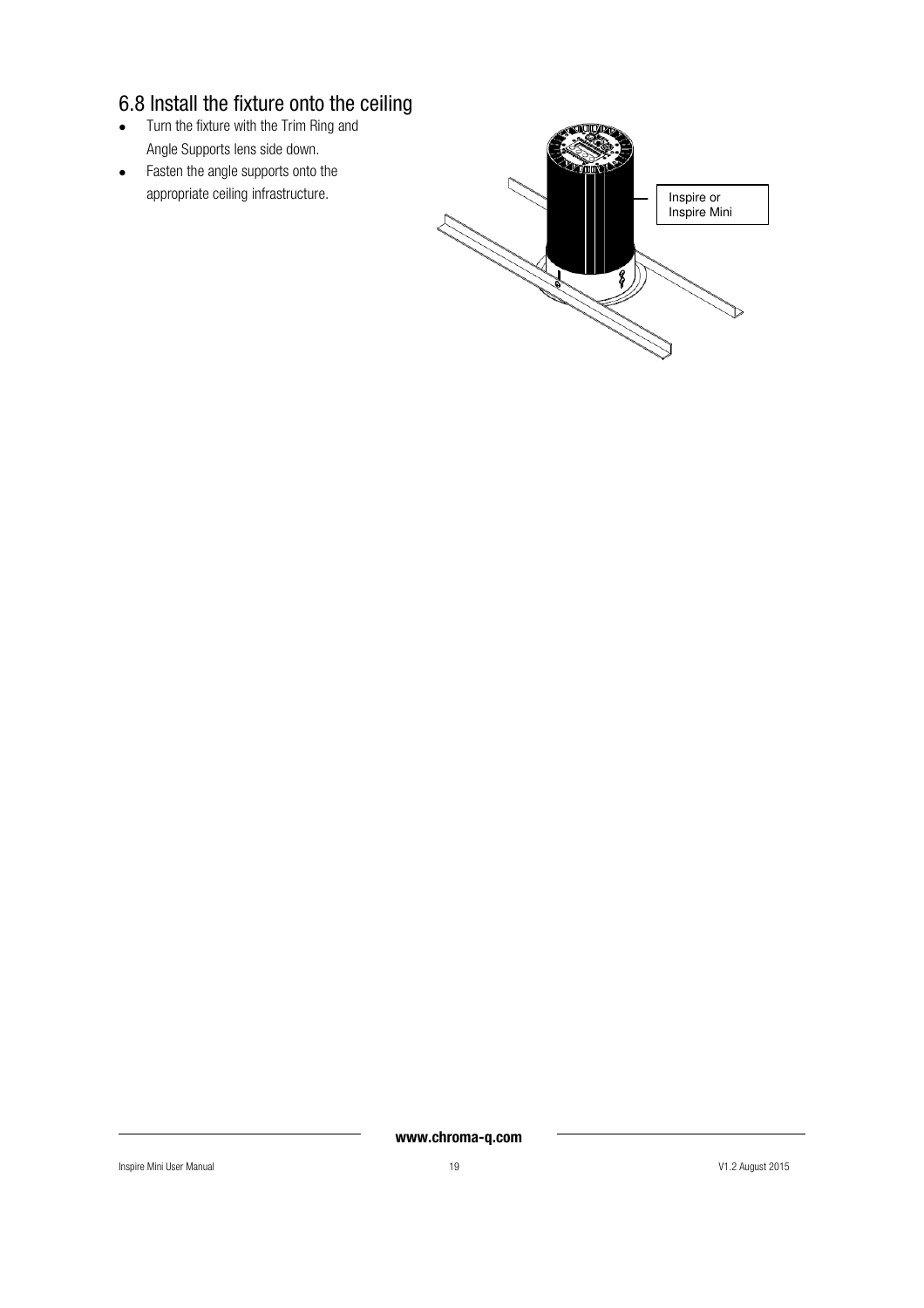## 6.8 Install the fixture onto the ceiling

- Turn the fixture with the Trim Ring and Angle Supports lens side down.
- Fasten the angle supports onto the appropriate ceiling infrastructure.

Inspire or
Inspire Mini